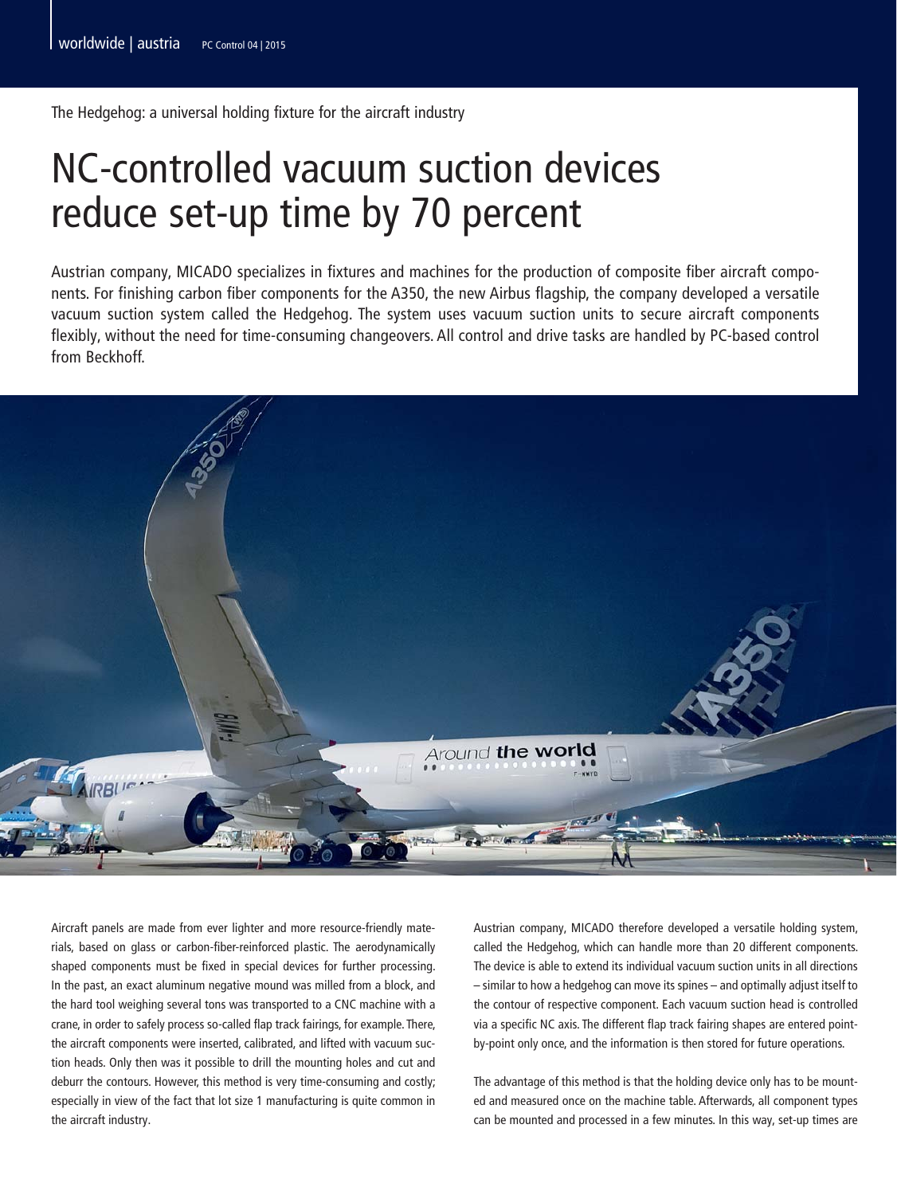The Hedgehog: a universal holding fixture for the aircraft industry

# NC-controlled vacuum suction devices reduce set-up time by 70 percent

Austrian company, MICADO specializes in fixtures and machines for the production of composite fiber aircraft components. For finishing carbon fiber components for the A350, the new Airbus flagship, the company developed a versatile vacuum suction system called the Hedgehog. The system uses vacuum suction units to secure aircraft components flexibly, without the need for time-consuming changeovers. All control and drive tasks are handled by PC-based control from Beckhoff.

Aircraft panels are made from ever lighter and more resource-friendly materials, based on glass or carbon-fiber-reinforced plastic. The aerodynamically shaped components must be fixed in special devices for further processing. In the past, an exact aluminum negative mound was milled from a block, and the hard tool weighing several tons was transported to a CNC machine with a crane, in order to safely process so-called flap track fairings, for example. There, the aircraft components were inserted, calibrated, and lifted with vacuum suction heads. Only then was it possible to drill the mounting holes and cut and deburr the contours. However, this method is very time-consuming and costly; especially in view of the fact that lot size 1 manufacturing is quite common in the aircraft industry.

Austrian company, MICADO therefore developed a versatile holding system, called the Hedgehog, which can handle more than 20 different components. The device is able to extend its individual vacuum suction units in all directions – similar to how a hedgehog can move its spines – and optimally adjust itself to the contour of respective component. Each vacuum suction head is controlled via a specific NC axis. The different flap track fairing shapes are entered point-by-point only once, and the information is then stored for future operations.

The advantage of this method is that the holding device only has to be mounted and measured once on the machine table. Afterwards, all component types can be mounted and processed in a few minutes. In this way, set-up times are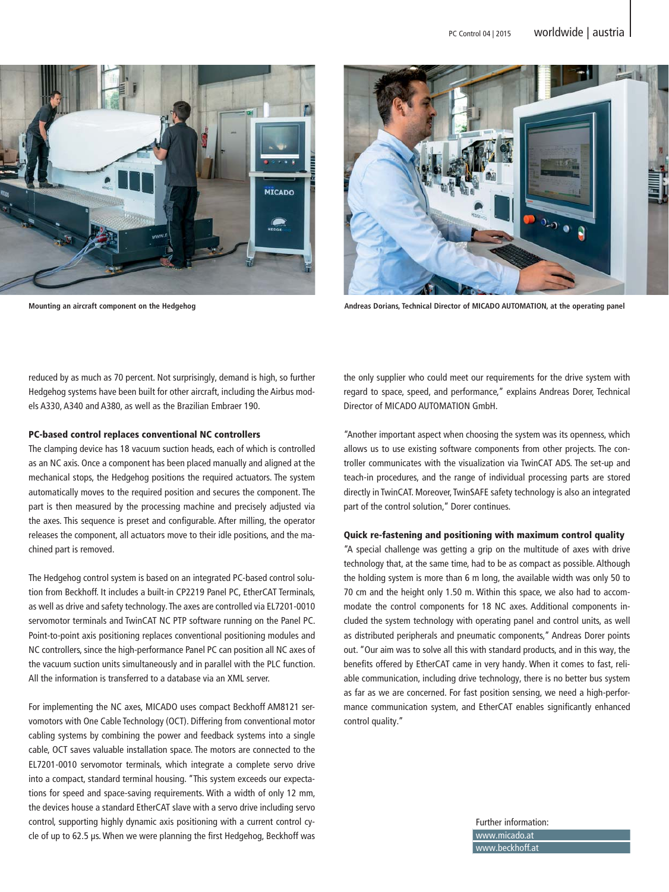Mounting an aircraft component on the Hedgehog

Andreas Dorians, Technical Director of MICADO AUTOMATION, at the operating panel

reduced by as much as 70 percent. Not surprisingly, demand is high, so further Hedgehog systems have been built for other aircraft, including the Airbus models A330, A340 and A380, as well as the Brazilian Embraer 190.

### PC-based control replaces conventional NC controllers

The clamping device has 18 vacuum suction heads, each of which is controlled as an NC axis. Once a component has been placed manually and aligned at the mechanical stops, the Hedgehog positions the required actuators. The system automatically moves to the required position and secures the component. The part is then measured by the processing machine and precisely adjusted via the axes. This sequence is preset and configurable. After milling, the operator releases the component, all actuators move to their idle positions, and the machined part is removed.

The Hedgehog control system is based on an integrated PC-based control solution from Beckhoff. It includes a built-in CP2219 Panel PC, EtherCAT Terminals, as well as drive and safety technology. The axes are controlled via EL7201-0010 servomotor terminals and TwinCAT NC PTP software running on the Panel PC. Point-to-point axis positioning replaces conventional positioning modules and NC controllers, since the high-performance Panel PC can position all NC axes of the vacuum suction units simultaneously and in parallel with the PLC function. All the information is transferred to a database via an XML server.

For implementing the NC axes, MICADO uses compact Beckhoff AM8121 servomotors with One Cable Technology (OCT). Differing from conventional motor cabling systems by combining the power and feedback systems into a single cable, OCT saves valuable installation space. The motors are connected to the EL7201-0010 servomotor terminals, which integrate a complete servo drive into a compact, standard terminal housing. "This system exceeds our expectations for speed and space-saving requirements. With a width of only 12 mm, the devices house a standard EtherCAT slave with a servo drive including servo control, supporting highly dynamic axis positioning with a current control cycle of up to 62.5 µs. When we were planning the first Hedgehog, Beckhoff was the only supplier who could meet our requirements for the drive system with regard to space, speed, and performance," explains Andreas Dorer, Technical Director of MICADO AUTOMATION GmbH.

"Another important aspect when choosing the system was its openness, which allows us to use existing software components from other projects. The controller communicates with the visualization via TwinCAT ADS. The set-up and teach-in procedures, and the range of individual processing parts are stored directly in TwinCAT. Moreover, TwinSAFE safety technology is also an integrated part of the control solution," Dorer continues.

### Quick re-fastening and positioning with maximum control quality

"A special challenge was getting a grip on the multitude of axes with drive technology that, at the same time, had to be as compact as possible. Although the holding system is more than 6 m long, the available width was only 50 to 70 cm and the height only 1.50 m. Within this space, we also had to accommodate the control components for 18 NC axes. Additional components included the system technology with operating panel and control units, as well as distributed peripherals and pneumatic components," Andreas Dorer points out. "Our aim was to solve all this with standard products, and in this way, the benefits offered by EtherCAT came in very handy. When it comes to fast, reliable communication, including drive technology, there is no better bus system as far as we are concerned. For fast position sensing, we need a high-performance communication system, and EtherCAT enables significantly enhanced control quality."

Further information:
www.micado.at
www.beckhoff.at